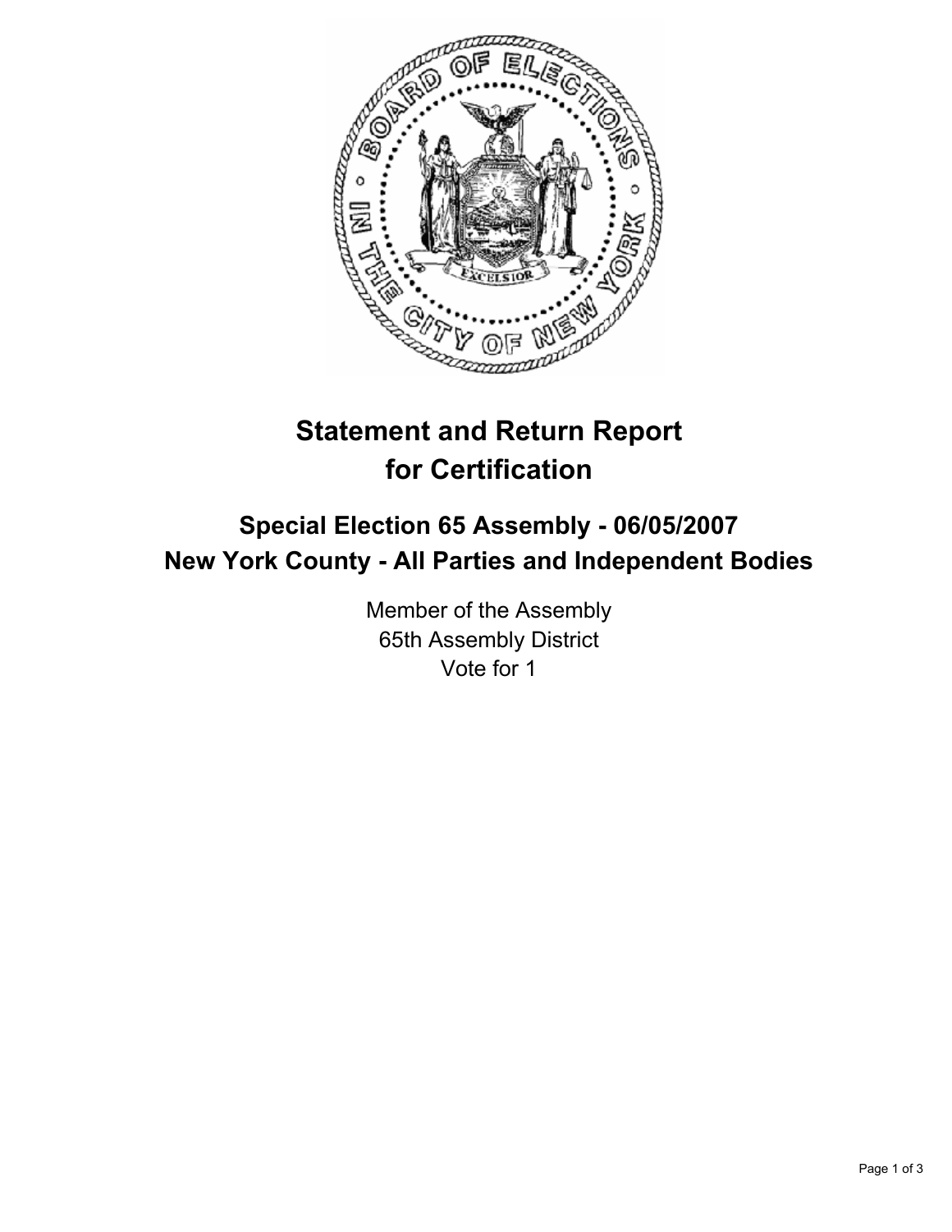# Statement and Return Report for Certification

## Special Election 65 Assembly - 06/05/2007
## New York County - All Parties and Independent Bodies

Member of the Assembly
65th Assembly District
Vote for 1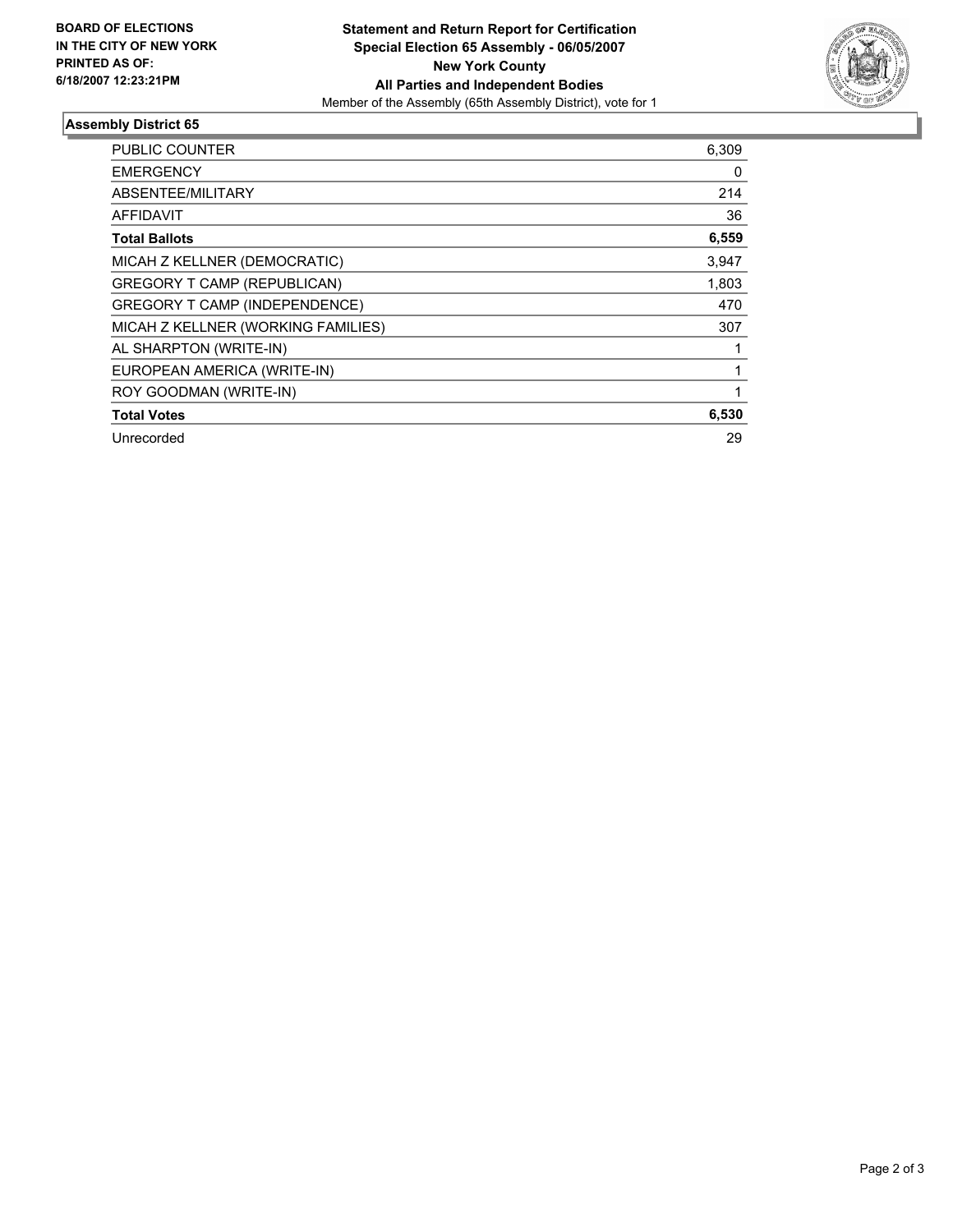**BOARD OF ELECTIONS IN THE CITY OF NEW YORK PRINTED AS OF: 6/18/2007 12:23:21PM**

**Statement and Return Report for Certification**
**Special Election 65 Assembly - 06/05/2007**
**New York County**
**All Parties and Independent Bodies**
Member of the Assembly (65th Assembly District), vote for 1

## Assembly District 65

| | |
|---|---|
| PUBLIC COUNTER | 6,309 |
| EMERGENCY | 0 |
| ABSENTEE/MILITARY | 214 |
| AFFIDAVIT | 36 |
| **Total Ballots** | **6,559** |
| MICAH Z KELLNER (DEMOCRATIC) | 3,947 |
| GREGORY T CAMP (REPUBLICAN) | 1,803 |
| GREGORY T CAMP (INDEPENDENCE) | 470 |
| MICAH Z KELLNER (WORKING FAMILIES) | 307 |
| AL SHARPTON (WRITE-IN) | 1 |
| EUROPEAN AMERICA (WRITE-IN) | 1 |
| ROY GOODMAN (WRITE-IN) | 1 |
| **Total Votes** | **6,530** |
| Unrecorded | 29 |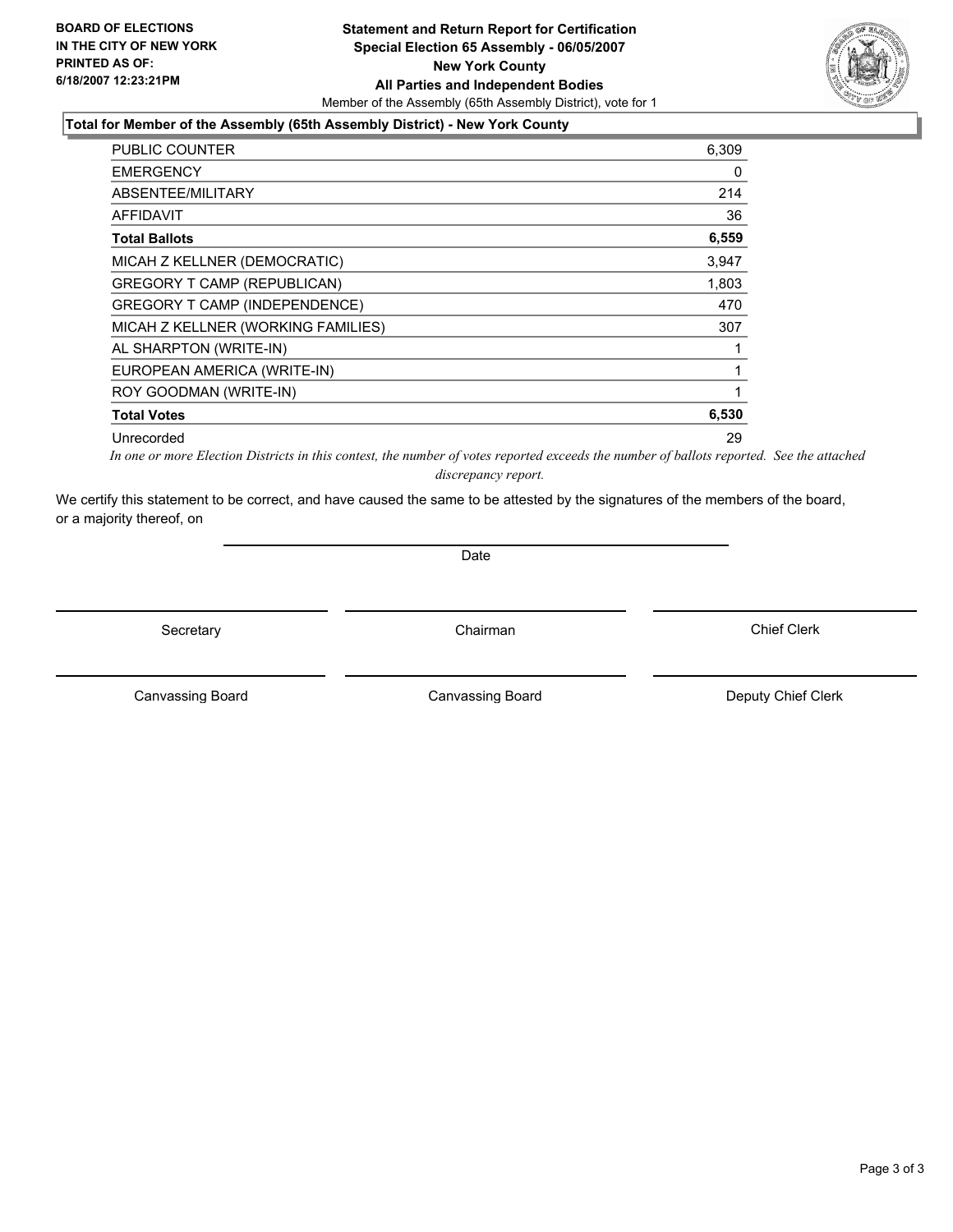**BOARD OF ELECTIONS IN THE CITY OF NEW YORK PRINTED AS OF: 6/18/2007 12:23:21PM**

**Statement and Return Report for Certification**
**Special Election 65 Assembly - 06/05/2007**
**New York County**
**All Parties and Independent Bodies**
Member of the Assembly (65th Assembly District), vote for 1

**Total for Member of the Assembly (65th Assembly District) - New York County**

| | |
|---|---|
| PUBLIC COUNTER | 6,309 |
| EMERGENCY | 0 |
| ABSENTEE/MILITARY | 214 |
| AFFIDAVIT | 36 |
| **Total Ballots** | **6,559** |
| MICAH Z KELLNER (DEMOCRATIC) | 3,947 |
| GREGORY T CAMP (REPUBLICAN) | 1,803 |
| GREGORY T CAMP (INDEPENDENCE) | 470 |
| MICAH Z KELLNER (WORKING FAMILIES) | 307 |
| AL SHARPTON (WRITE-IN) | 1 |
| EUROPEAN AMERICA (WRITE-IN) | 1 |
| ROY GOODMAN (WRITE-IN) | 1 |
| **Total Votes** | **6,530** |
| Unrecorded | 29 |

*In one or more Election Districts in this contest, the number of votes reported exceeds the number of ballots reported. See the attached discrepancy report.*

We certify this statement to be correct, and have caused the same to be attested by the signatures of the members of the board, or a majority thereof, on

Date

Secretary | Chairman | Chief Clerk

Canvassing Board | Canvassing Board | Deputy Chief Clerk